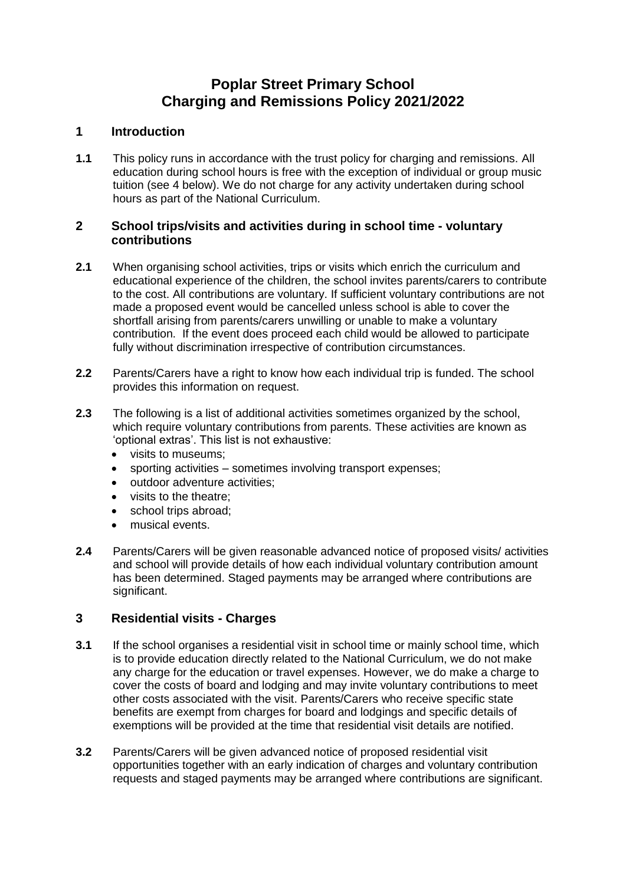# Poplar Street Primary School
# Charging and Remissions Policy 2021/2022

## 1 Introduction

**1.1** This policy runs in accordance with the trust policy for charging and remissions. All education during school hours is free with the exception of individual or group music tuition (see 4 below). We do not charge for any activity undertaken during school hours as part of the National Curriculum.

## 2 School trips/visits and activities during in school time - voluntary contributions

**2.1** When organising school activities, trips or visits which enrich the curriculum and educational experience of the children, the school invites parents/carers to contribute to the cost. All contributions are voluntary. If sufficient voluntary contributions are not made a proposed event would be cancelled unless school is able to cover the shortfall arising from parents/carers unwilling or unable to make a voluntary contribution. If the event does proceed each child would be allowed to participate fully without discrimination irrespective of contribution circumstances.

**2.2** Parents/Carers have a right to know how each individual trip is funded. The school provides this information on request.

**2.3** The following is a list of additional activities sometimes organized by the school, which require voluntary contributions from parents. These activities are known as 'optional extras'. This list is not exhaustive:

- visits to museums;
- sporting activities – sometimes involving transport expenses;
- outdoor adventure activities;
- visits to the theatre;
- school trips abroad;
- musical events.

**2.4** Parents/Carers will be given reasonable advanced notice of proposed visits/ activities and school will provide details of how each individual voluntary contribution amount has been determined. Staged payments may be arranged where contributions are significant.

## 3 Residential visits - Charges

**3.1** If the school organises a residential visit in school time or mainly school time, which is to provide education directly related to the National Curriculum, we do not make any charge for the education or travel expenses. However, we do make a charge to cover the costs of board and lodging and may invite voluntary contributions to meet other costs associated with the visit. Parents/Carers who receive specific state benefits are exempt from charges for board and lodgings and specific details of exemptions will be provided at the time that residential visit details are notified.

**3.2** Parents/Carers will be given advanced notice of proposed residential visit opportunities together with an early indication of charges and voluntary contribution requests and staged payments may be arranged where contributions are significant.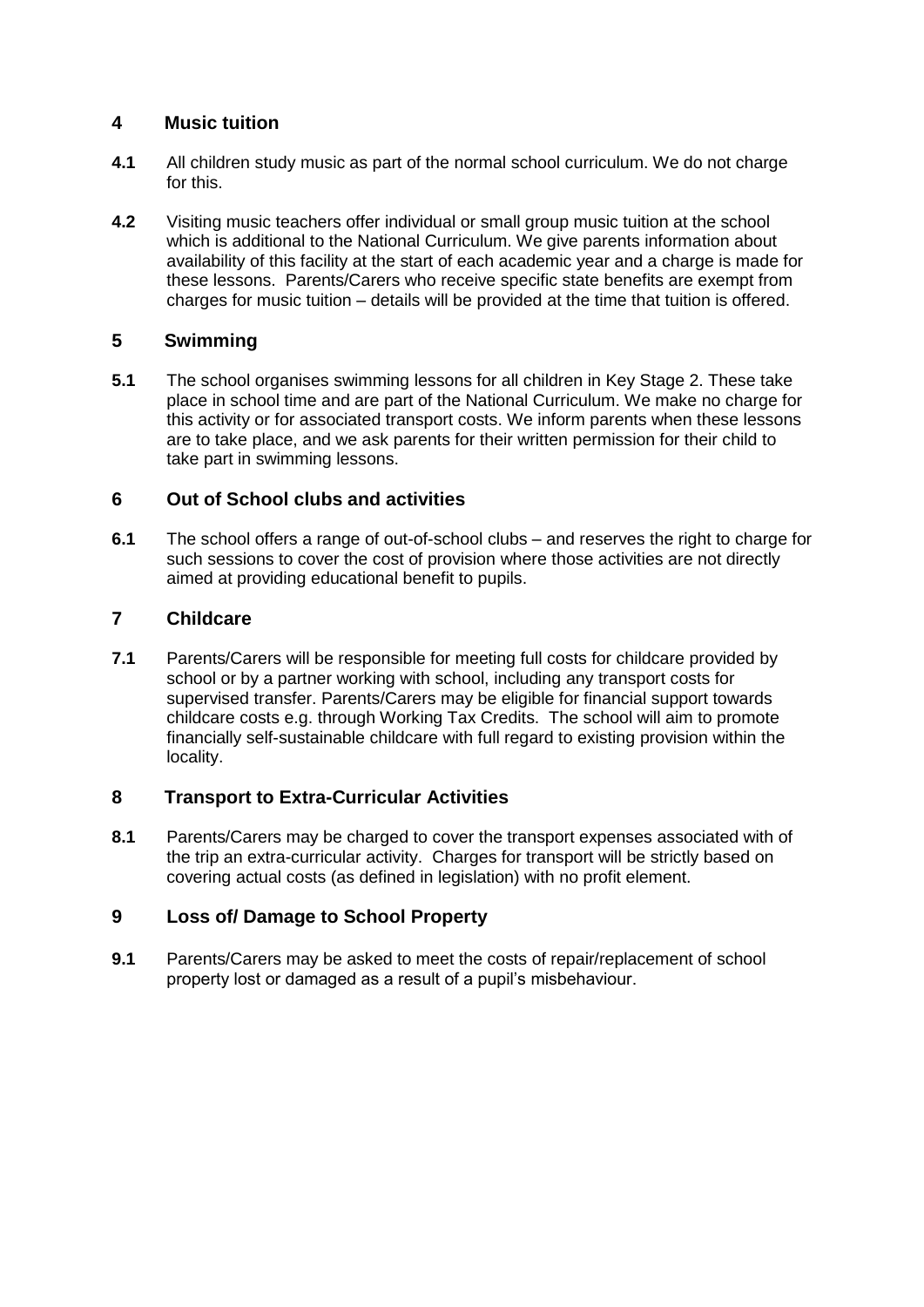## 4 Music tuition

**4.1** All children study music as part of the normal school curriculum. We do not charge for this.

**4.2** Visiting music teachers offer individual or small group music tuition at the school which is additional to the National Curriculum. We give parents information about availability of this facility at the start of each academic year and a charge is made for these lessons. Parents/Carers who receive specific state benefits are exempt from charges for music tuition – details will be provided at the time that tuition is offered.

## 5 Swimming

**5.1** The school organises swimming lessons for all children in Key Stage 2. These take place in school time and are part of the National Curriculum. We make no charge for this activity or for associated transport costs. We inform parents when these lessons are to take place, and we ask parents for their written permission for their child to take part in swimming lessons.

## 6 Out of School clubs and activities

**6.1** The school offers a range of out-of-school clubs – and reserves the right to charge for such sessions to cover the cost of provision where those activities are not directly aimed at providing educational benefit to pupils.

## 7 Childcare

**7.1** Parents/Carers will be responsible for meeting full costs for childcare provided by school or by a partner working with school, including any transport costs for supervised transfer. Parents/Carers may be eligible for financial support towards childcare costs e.g. through Working Tax Credits. The school will aim to promote financially self-sustainable childcare with full regard to existing provision within the locality.

## 8 Transport to Extra-Curricular Activities

**8.1** Parents/Carers may be charged to cover the transport expenses associated with of the trip an extra-curricular activity. Charges for transport will be strictly based on covering actual costs (as defined in legislation) with no profit element.

## 9 Loss of/ Damage to School Property

**9.1** Parents/Carers may be asked to meet the costs of repair/replacement of school property lost or damaged as a result of a pupil's misbehaviour.